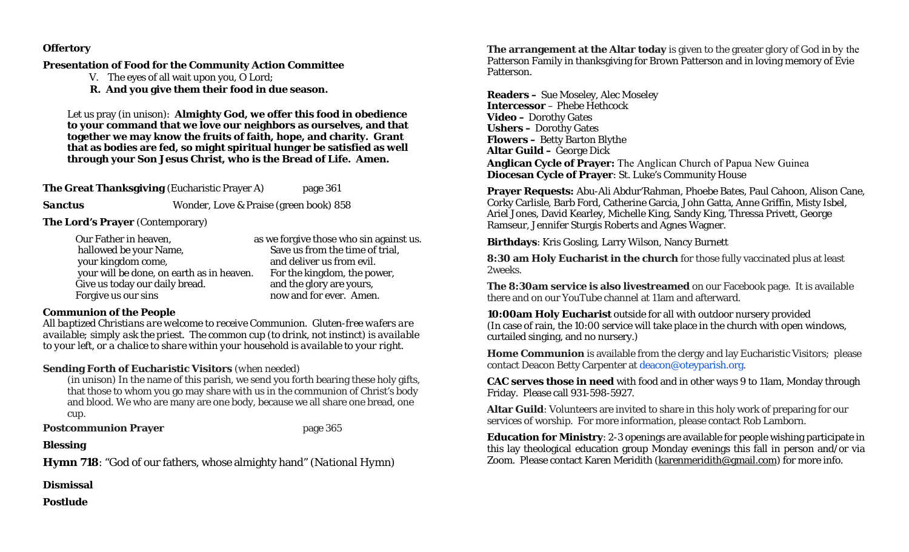**Offertory**

**Presentation of Food for the Community Action Committee**

V. The eyes of all wait upon you, O Lord;

**R. And you give them their food in due season.**

Let us pray (in unison): **Almighty God, we offer this food in obedience to your command that we love our neighbors as ourselves, and that together we may know the fruits of faith, hope, and charity. Grant that as bodies are fed, so might spiritual hunger be satisfied as well through your Son Jesus Christ, who is the Bread of Life. Amen.**

**The Great Thanksgiving** (Eucharistic Prayer A) page 361

***Sanctus*** Wonder, Love & Praise (green book) 858

**The Lord's Prayer** (Contemporary)

Our Father in heaven,
hallowed be your Name,
your kingdom come,
your will be done, on earth as in heaven.
Give us today our daily bread.
Forgive us our sins
as we forgive those who sin against us.
Save us from the time of trial,
and deliver us from evil.
For the kingdom, the power,
and the glory are yours,
now and for ever. Amen.

**Communion of the People**

*All baptized Christians are welcome to receive Communion. Gluten-free wafers are available; simply ask the priest. The common cup (to drink, not instinct) is available to your left, or a chalice to share within your household is available to your right.*

**Sending Forth of Eucharistic Visitors** (when needed)

(in unison) In the name of this parish, we send you forth bearing these holy gifts, that those to whom you go may share with us in the communion of Christ's body and blood. We who are many are one body, because we all share one bread, one cup.

**Postcommunion Prayer** page 365

**Blessing**

**Hymn 718**: "God of our fathers, whose almighty hand" (*National Hymn*)

**Dismissal**

**Postlude**

**The arrangement at the Altar today** is given to the greater glory of God in by the Patterson Family in thanksgiving for Brown Patterson and in loving memory of Evie Patterson.

**Readers –** Sue Moseley, Alec Moseley
**Intercessor** – Phebe Hethcock
**Video –** Dorothy Gates
**Ushers –** Dorothy Gates
**Flowers –** Betty Barton Blythe
**Altar Guild –** George Dick
**Anglican Cycle of Prayer:** The Anglican Church of Papua New Guinea
**Diocesan Cycle of Prayer**: St. Luke's Community House

**Prayer Requests:** Abu-Ali Abdur'Rahman, Phoebe Bates, Paul Cahoon, Alison Cane, Corky Carlisle, Barb Ford, Catherine Garcia, John Gatta, Anne Griffin, Misty Isbel, Ariel Jones, David Kearley, Michelle King, Sandy King, Thressa Privett, George Ramseur, Jennifer Sturgis Roberts and Agnes Wagner.

**Birthdays**: Kris Gosling, Larry Wilson, Nancy Burnett

**8:30 am Holy Eucharist in the church** for those fully vaccinated plus at least 2weeks.

**The 8:30am service is also livestreamed** on our Facebook page. It is available there and on our YouTube channel at 11am and afterward.

**10:00am Holy Eucharist** outside for all with outdoor nursery provided
(In case of rain, the 10:00 service will take place in the church with open windows, curtailed singing, and no nursery.)

**Home Communion** is available from the clergy and lay Eucharistic Visitors; please contact Deacon Betty Carpenter at deacon@oteyparish.org.

**CAC serves those in need** with food and in other ways 9 to 11am, Monday through Friday. Please call 931-598-5927.

**Altar Guild**: Volunteers are invited to share in this holy work of preparing for our services of worship. For more information, please contact Rob Lamborn.

**Education for Ministry**: 2-3 openings are available for people wishing participate in this lay theological education group Monday evenings this fall in person and/or via Zoom. Please contact Karen Meridith (karenmeridith@gmail.com) for more info.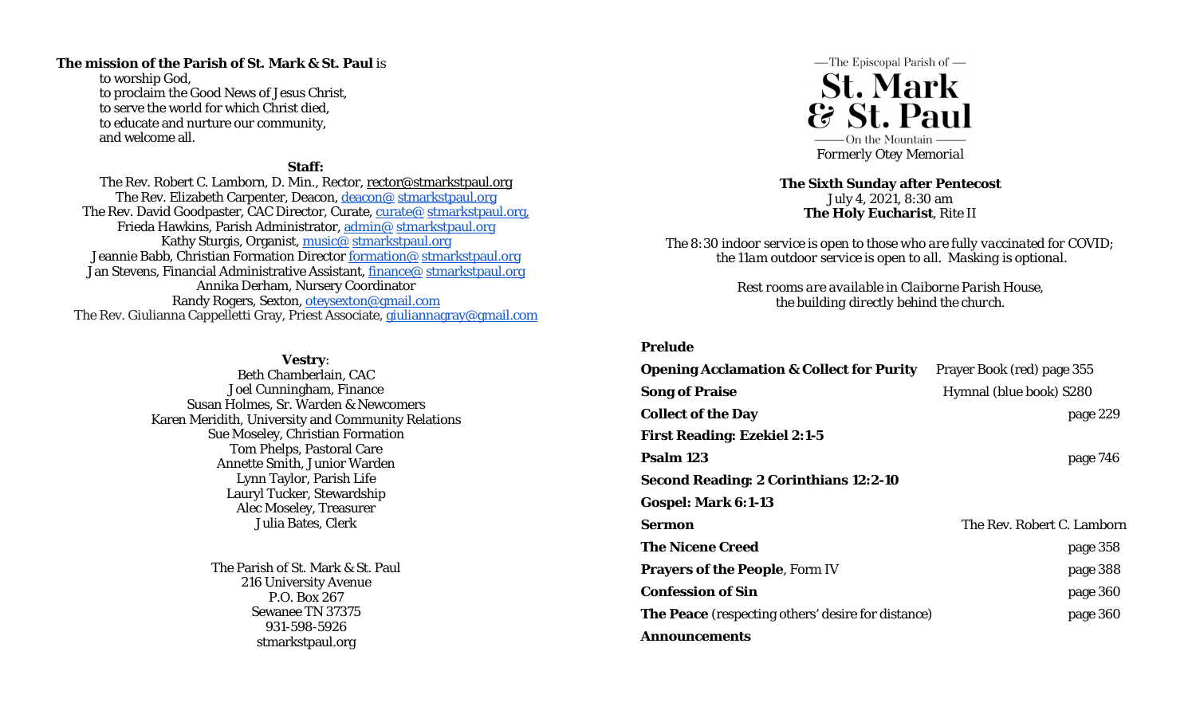**The mission of the Parish of St. Mark & St. Paul** is

to worship God,
to proclaim the Good News of Jesus Christ,
to serve the world for which Christ died,
to educate and nurture our community,
and welcome all.

**Staff:**

The Rev. Robert C. Lamborn, D. Min., Rector, rector@stmarkstpaul.org
The Rev. Elizabeth Carpenter, Deacon, deacon@ stmarkstpaul.org
The Rev. David Goodpaster, CAC Director, Curate, curate@ stmarkstpaul.org,
Frieda Hawkins, Parish Administrator, admin@ stmarkstpaul.org
Kathy Sturgis, Organist, music@ stmarkstpaul.org
Jeannie Babb, Christian Formation Director formation@ stmarkstpaul.org
Jan Stevens, Financial Administrative Assistant, finance@ stmarkstpaul.org
Annika Derham, Nursery Coordinator
Randy Rogers, Sexton, oteysexton@gmail.com
The Rev. Giulianna Cappelletti Gray, Priest Associate, giuliannagray@gmail.com

**Vestry**:

Beth Chamberlain, CAC
Joel Cunningham, Finance
Susan Holmes, Sr. Warden & Newcomers
Karen Meridith, University and Community Relations
Sue Moseley, Christian Formation
Tom Phelps, Pastoral Care
Annette Smith, Junior Warden
Lynn Taylor, Parish Life
Lauryl Tucker, Stewardship
Alec Moseley, Treasurer
Julia Bates, Clerk

The Parish of St. Mark & St. Paul
216 University Avenue
P.O. Box 267
Sewanee TN 37375
931-598-5926
stmarkstpaul.org

—The Episcopal Parish of —

# St. Mark & St. Paul

—— On the Mountain ——

*Formerly Otey Memorial*

**The Sixth Sunday after Pentecost**
July 4, 2021, 8:30 am
**The Holy Eucharist**, Rite II

*The 8:30 indoor service is open to those who are fully vaccinated for COVID; the 11am outdoor service is open to all. Masking is optional.*

*Rest rooms are available in Claiborne Parish House, the building directly behind the church.*

| | |
|---|---|
| **Prelude** | |
| **Opening Acclamation & Collect for Purity** | Prayer Book (red) page 355 |
| **Song of Praise** | Hymnal (blue book) S280 |
| **Collect of the Day** | page 229 |
| **First Reading: Ezekiel 2:1-5** | |
| **Psalm 123** | page 746 |
| **Second Reading: 2 Corinthians 12:2-10** | |
| **Gospel: Mark 6:1-13** | |
| **Sermon** | The Rev. Robert C. Lamborn |
| **The Nicene Creed** | page 358 |
| **Prayers of the People**, Form IV | page 388 |
| **Confession of Sin** | page 360 |
| **The Peace** (respecting others' desire for distance) | page 360 |
| **Announcements** | |